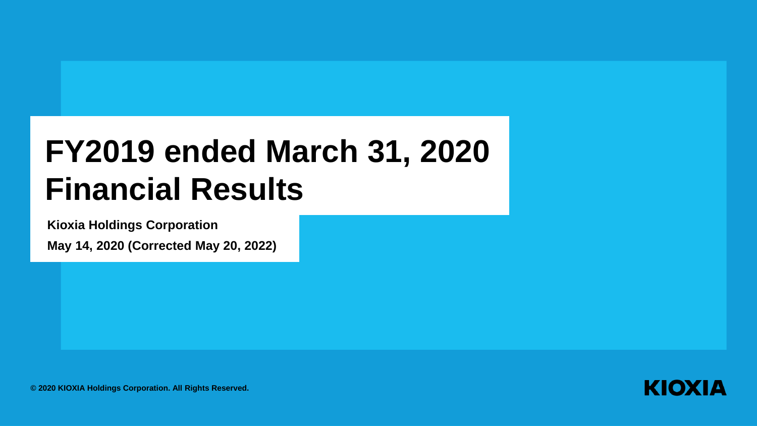# FY2019 ended March 31, 2020 Financial Results

**Kioxia Holdings Corporation**

**May 14, 2020 (Corrected May 20, 2022)**

© 2020 KIOXIA Holdings Corporation. All Rights Reserved.

KIOXIA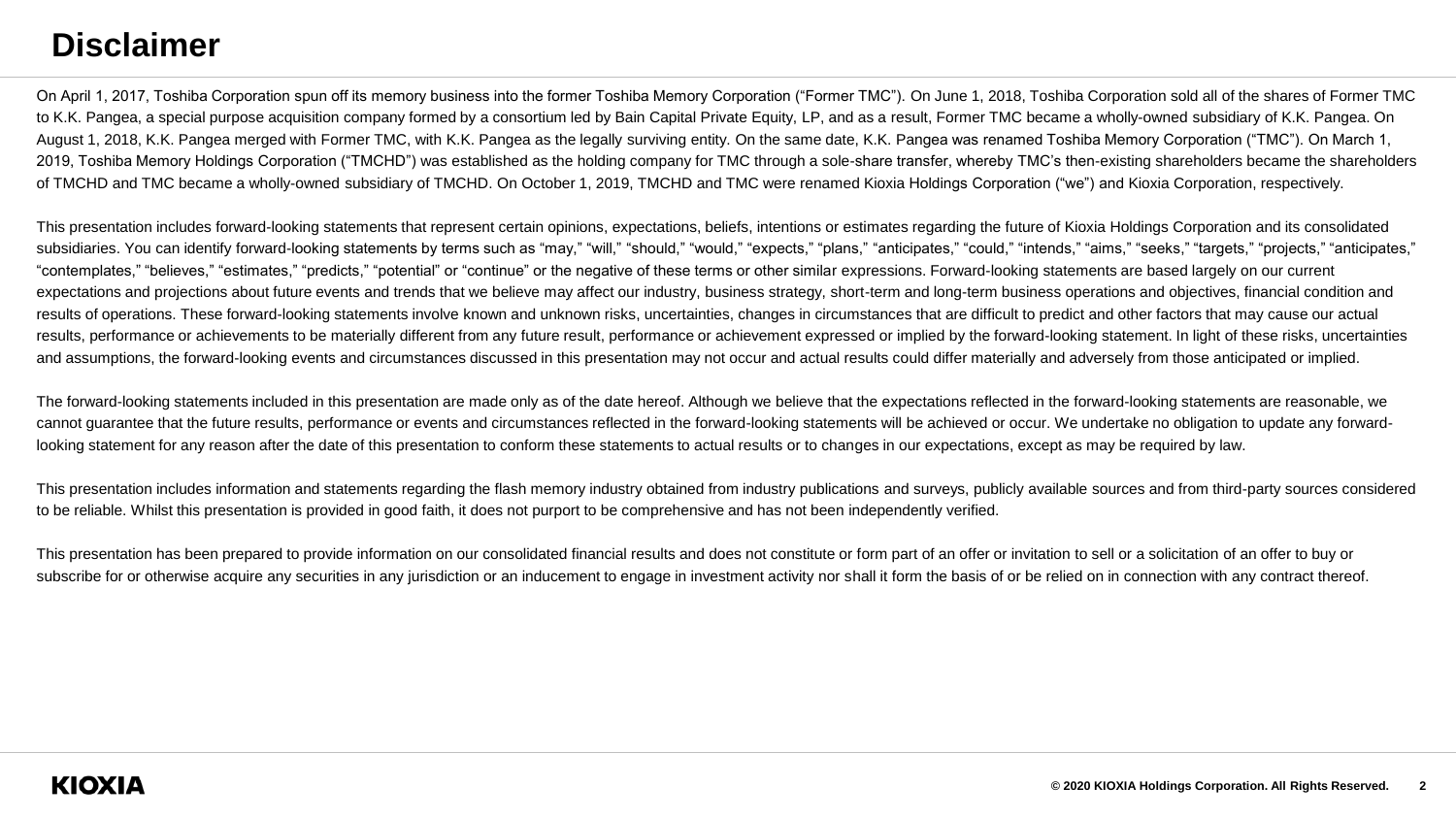# Disclaimer

On April 1, 2017, Toshiba Corporation spun off its memory business into the former Toshiba Memory Corporation ("Former TMC"). On June 1, 2018, Toshiba Corporation sold all of the shares of Former TMC to K.K. Pangea, a special purpose acquisition company formed by a consortium led by Bain Capital Private Equity, LP, and as a result, Former TMC became a wholly-owned subsidiary of K.K. Pangea. On August 1, 2018, K.K. Pangea merged with Former TMC, with K.K. Pangea as the legally surviving entity. On the same date, K.K. Pangea was renamed Toshiba Memory Corporation ("TMC"). On March 1, 2019, Toshiba Memory Holdings Corporation ("TMCHD") was established as the holding company for TMC through a sole-share transfer, whereby TMC's then-existing shareholders became the shareholders of TMCHD and TMC became a wholly-owned subsidiary of TMCHD. On October 1, 2019, TMCHD and TMC were renamed Kioxia Holdings Corporation ("we") and Kioxia Corporation, respectively.

This presentation includes forward-looking statements that represent certain opinions, expectations, beliefs, intentions or estimates regarding the future of Kioxia Holdings Corporation and its consolidated subsidiaries. You can identify forward-looking statements by terms such as "may," "will," "should," "would," "expects," "plans," "anticipates," "could," "intends," "aims," "seeks," "targets," "projects," "anticipates," "contemplates," "believes," "estimates," "predicts," "potential" or "continue" or the negative of these terms or other similar expressions. Forward-looking statements are based largely on our current expectations and projections about future events and trends that we believe may affect our industry, business strategy, short-term and long-term business operations and objectives, financial condition and results of operations. These forward-looking statements involve known and unknown risks, uncertainties, changes in circumstances that are difficult to predict and other factors that may cause our actual results, performance or achievements to be materially different from any future result, performance or achievement expressed or implied by the forward-looking statement. In light of these risks, uncertainties and assumptions, the forward-looking events and circumstances discussed in this presentation may not occur and actual results could differ materially and adversely from those anticipated or implied.

The forward-looking statements included in this presentation are made only as of the date hereof. Although we believe that the expectations reflected in the forward-looking statements are reasonable, we cannot guarantee that the future results, performance or events and circumstances reflected in the forward-looking statements will be achieved or occur. We undertake no obligation to update any forward-looking statement for any reason after the date of this presentation to conform these statements to actual results or to changes in our expectations, except as may be required by law.

This presentation includes information and statements regarding the flash memory industry obtained from industry publications and surveys, publicly available sources and from third-party sources considered to be reliable. Whilst this presentation is provided in good faith, it does not purport to be comprehensive and has not been independently verified.

This presentation has been prepared to provide information on our consolidated financial results and does not constitute or form part of an offer or invitation to sell or a solicitation of an offer to buy or subscribe for or otherwise acquire any securities in any jurisdiction or an inducement to engage in investment activity nor shall it form the basis of or be relied on in connection with any contract thereof.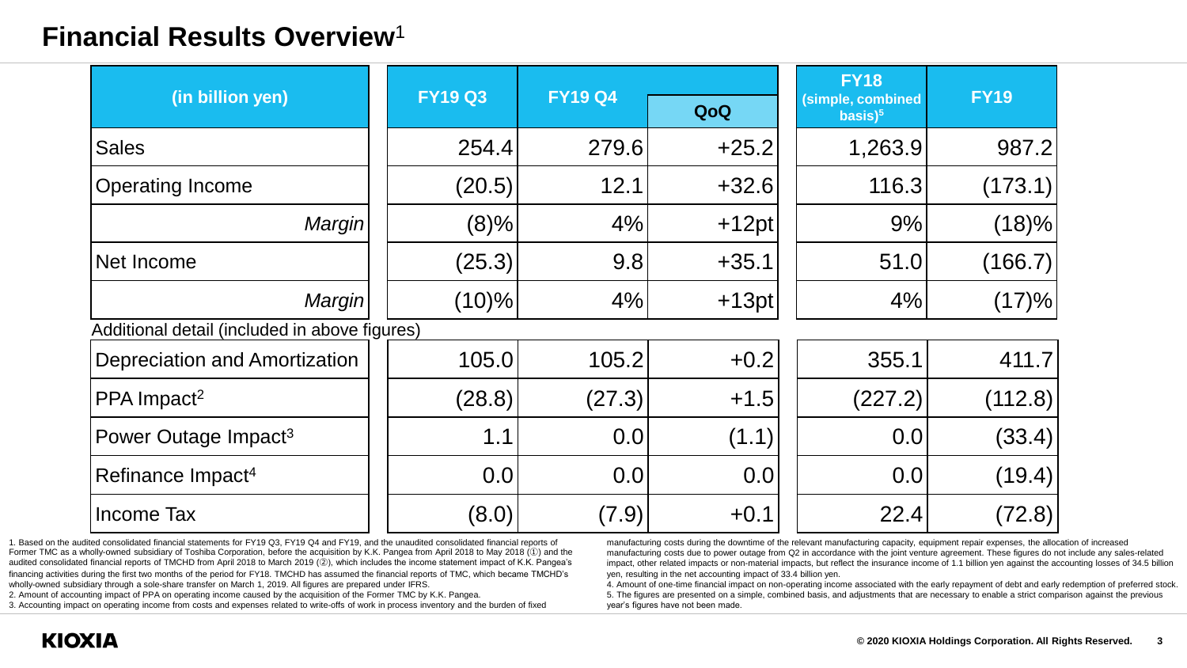# Financial Results Overview[1]

| (in billion yen) | FY19 Q3 | FY19 Q4 | | FY18 (simple, combined basis)[5] | FY19 |
|---|---|---|---|---|---|
| | | | QoQ | | |
| Sales | 254.4 | 279.6 | +25.2 | 1,263.9 | 987.2 |
| Operating Income | (20.5) | 12.1 | +32.6 | 116.3 | (173.1) |
| *Margin* | (8)% | 4% | +12pt | 9% | (18)% |
| Net Income | (25.3) | 9.8 | +35.1 | 51.0 | (166.7) |
| *Margin* | (10)% | 4% | +13pt | 4% | (17)% |
| Additional detail (included in above figures) | | | | | |
| Depreciation and Amortization | 105.0 | 105.2 | +0.2 | 355.1 | 411.7 |
| PPA Impact[2] | (28.8) | (27.3) | +1.5 | (227.2) | (112.8) |
| Power Outage Impact[3] | 1.1 | 0.0 | (1.1) | 0.0 | (33.4) |
| Refinance Impact[4] | 0.0 | 0.0 | 0.0 | 0.0 | (19.4) |
| Income Tax | (8.0) | (7.9) | +0.1 | 22.4 | (72.8) |

1. Based on the audited consolidated financial statements for FY19 Q3, FY19 Q4 and FY19, and the unaudited consolidated financial reports of Former TMC as a wholly-owned subsidiary of Toshiba Corporation, before the acquisition by K.K. Pangea from April 2018 to May 2018 (①) and the audited consolidated financial reports of TMCHD from April 2018 to March 2019 (②), which includes the income statement impact of K.K. Pangea's financing activities during the first two months of the period for FY18. TMCHD has assumed the financial reports of TMC, which became TMCHD's wholly-owned subsidiary through a sole-share transfer on March 1, 2019. All figures are prepared under IFRS.
2. Amount of accounting impact of PPA on operating income caused by the acquisition of the Former TMC by K.K. Pangea.
3. Accounting impact on operating income from costs and expenses related to write-offs of work in process inventory and the burden of fixed manufacturing costs during the downtime of the relevant manufacturing capacity, equipment repair expenses, the allocation of increased manufacturing costs due to power outage from Q2 in accordance with the joint venture agreement. These figures do not include any sales-related impact, other related impacts or non-material impacts, but reflect the insurance income of 1.1 billion yen against the accounting losses of 34.5 billion yen, resulting in the net accounting impact of 33.4 billion yen.
4. Amount of one-time financial impact on non-operating income associated with the early repayment of debt and early redemption of preferred stock.
5. The figures are presented on a simple, combined basis, and adjustments that are necessary to enable a strict comparison against the previous year's figures have not been made.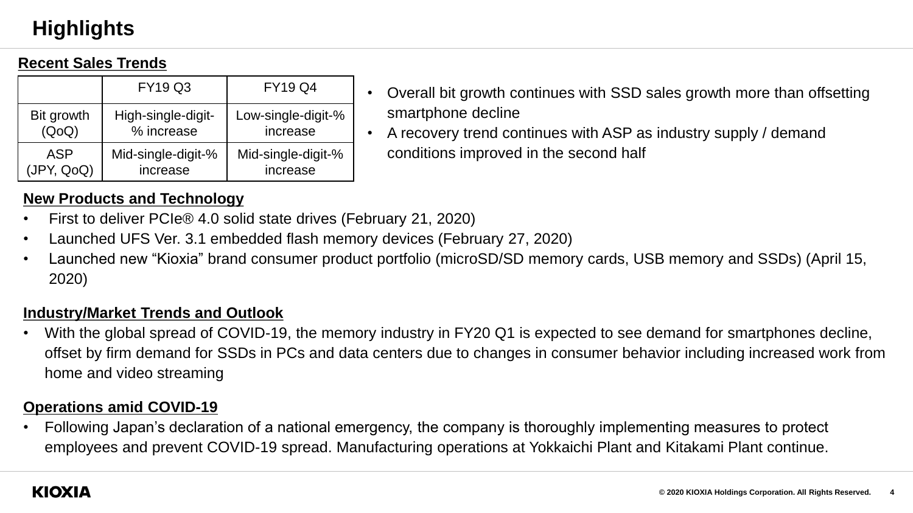# Highlights

## Recent Sales Trends

| | FY19 Q3 | FY19 Q4 |
|---|---|---|
| Bit growth (QoQ) | High-single-digit-% increase | Low-single-digit-% increase |
| ASP (JPY, QoQ) | Mid-single-digit-% increase | Mid-single-digit-% increase |

- Overall bit growth continues with SSD sales growth more than offsetting smartphone decline
- A recovery trend continues with ASP as industry supply / demand conditions improved in the second half

## New Products and Technology

- First to deliver PCIe® 4.0 solid state drives (February 21, 2020)
- Launched UFS Ver. 3.1 embedded flash memory devices (February 27, 2020)
- Launched new "Kioxia" brand consumer product portfolio (microSD/SD memory cards, USB memory and SSDs) (April 15, 2020)

## Industry/Market Trends and Outlook

- With the global spread of COVID-19, the memory industry in FY20 Q1 is expected to see demand for smartphones decline, offset by firm demand for SSDs in PCs and data centers due to changes in consumer behavior including increased work from home and video streaming

## Operations amid COVID-19

- Following Japan's declaration of a national emergency, the company is thoroughly implementing measures to protect employees and prevent COVID-19 spread. Manufacturing operations at Yokkaichi Plant and Kitakami Plant continue.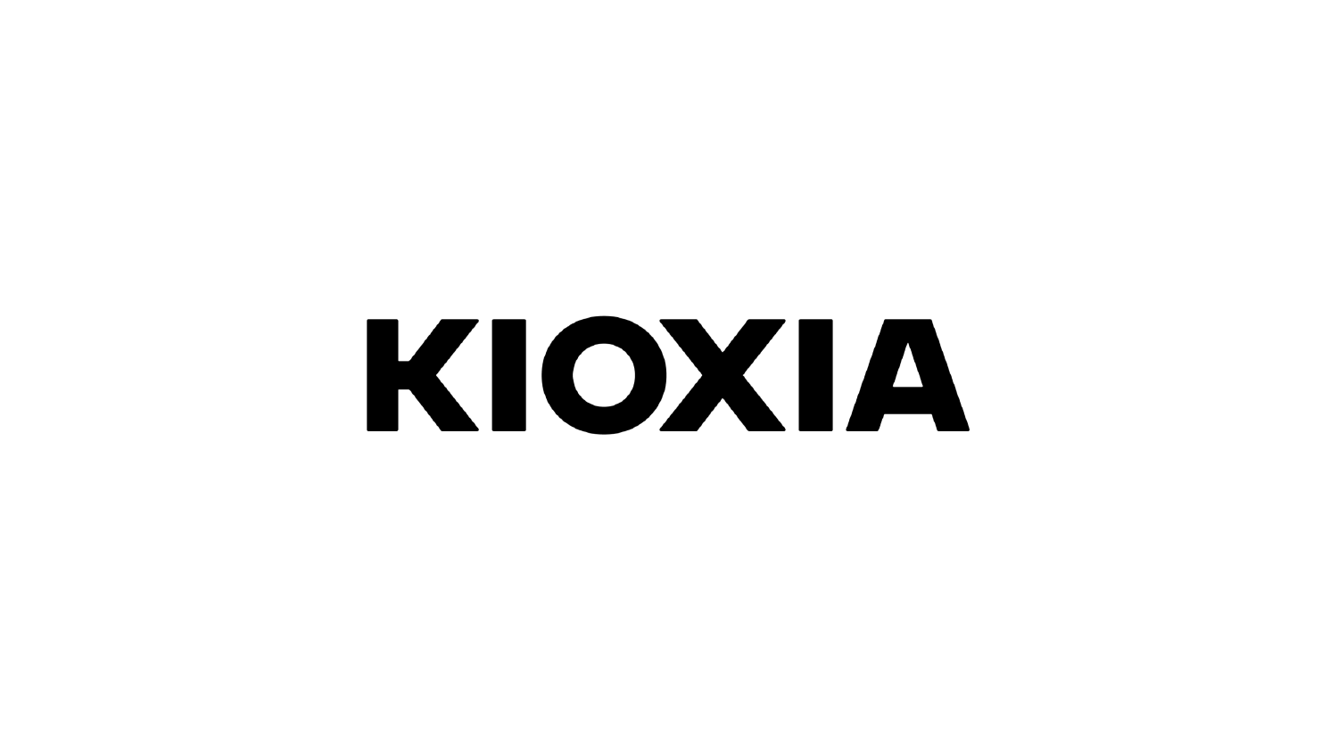KIOXIA